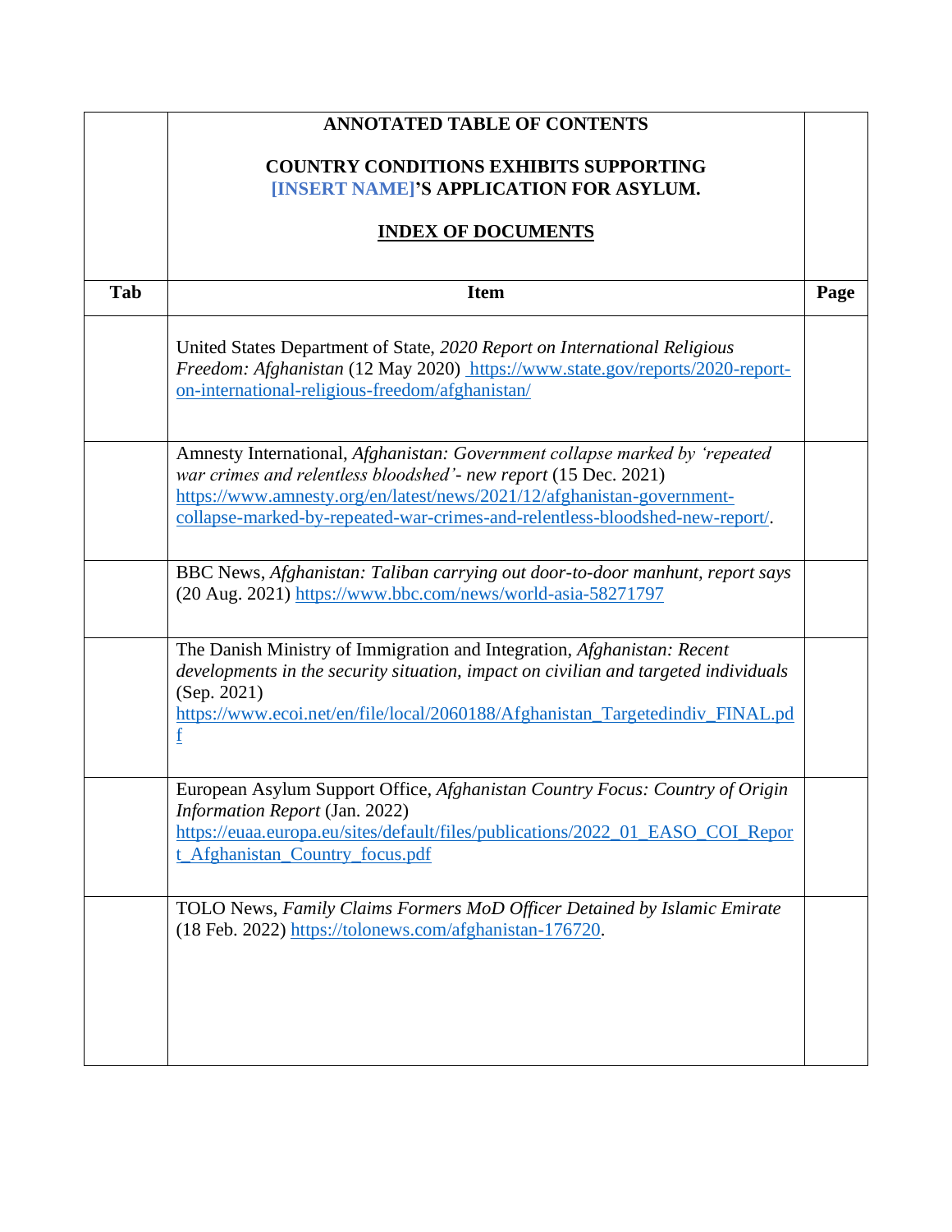**ANNOTATED TABLE OF CONTENTS**

**COUNTRY CONDITIONS EXHIBITS SUPPORTING [INSERT NAME]'S APPLICATION FOR ASYLUM.**

**INDEX OF DOCUMENTS**

| Tab | Item | Page |
|---|---|---|
| | United States Department of State, *2020 Report on International Religious Freedom: Afghanistan* (12 May 2020) https://www.state.gov/reports/2020-report-on-international-religious-freedom/afghanistan/ | |
| | Amnesty International, *Afghanistan: Government collapse marked by 'repeated war crimes and relentless bloodshed'- new report* (15 Dec. 2021) https://www.amnesty.org/en/latest/news/2021/12/afghanistan-government-collapse-marked-by-repeated-war-crimes-and-relentless-bloodshed-new-report/. | |
| | BBC News, *Afghanistan: Taliban carrying out door-to-door manhunt, report says* (20 Aug. 2021) https://www.bbc.com/news/world-asia-58271797 | |
| | The Danish Ministry of Immigration and Integration, *Afghanistan: Recent developments in the security situation, impact on civilian and targeted individuals* (Sep. 2021) https://www.ecoi.net/en/file/local/2060188/Afghanistan_Targetedindiv_FINAL.pdf | |
| | European Asylum Support Office, *Afghanistan Country Focus: Country of Origin Information Report* (Jan. 2022) https://euaa.europa.eu/sites/default/files/publications/2022_01_EASO_COI_Report_Afghanistan_Country_focus.pdf | |
| | TOLO News, *Family Claims Formers MoD Officer Detained by Islamic Emirate* (18 Feb. 2022) https://tolonews.com/afghanistan-176720. | |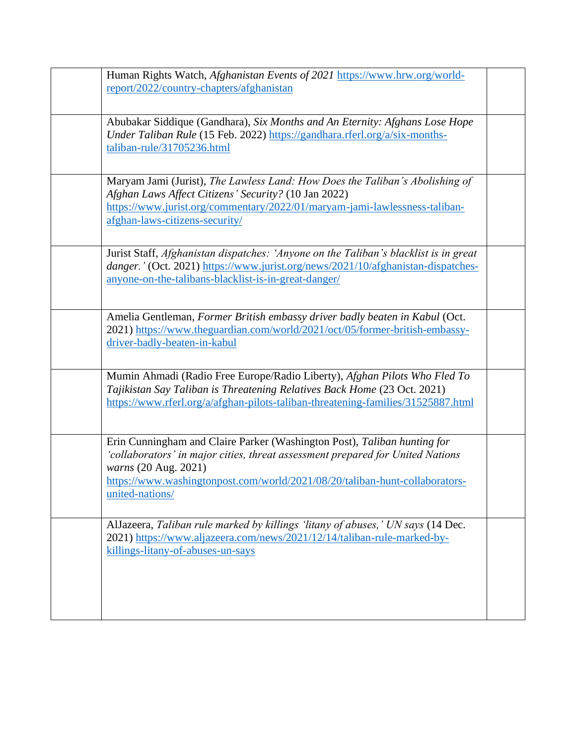| | | |
|---|---|---|
| | Human Rights Watch, *Afghanistan Events of 2021* https://www.hrw.org/world-report/2022/country-chapters/afghanistan | |
| | Abubakar Siddique (Gandhara), *Six Months and An Eternity: Afghans Lose Hope Under Taliban Rule* (15 Feb. 2022) https://gandhara.rferl.org/a/six-months-taliban-rule/31705236.html | |
| | Maryam Jami (Jurist), *The Lawless Land: How Does the Taliban's Abolishing of Afghan Laws Affect Citizens' Security?* (10 Jan 2022) https://www.jurist.org/commentary/2022/01/maryam-jami-lawlessness-taliban-afghan-laws-citizens-security/ | |
| | Jurist Staff, *Afghanistan dispatches: 'Anyone on the Taliban's blacklist is in great danger.'* (Oct. 2021) https://www.jurist.org/news/2021/10/afghanistan-dispatches-anyone-on-the-talibans-blacklist-is-in-great-danger/ | |
| | Amelia Gentleman, *Former British embassy driver badly beaten in Kabul* (Oct. 2021) https://www.theguardian.com/world/2021/oct/05/former-british-embassy-driver-badly-beaten-in-kabul | |
| | Mumin Ahmadi (Radio Free Europe/Radio Liberty), *Afghan Pilots Who Fled To Tajikistan Say Taliban is Threatening Relatives Back Home* (23 Oct. 2021) https://www.rferl.org/a/afghan-pilots-taliban-threatening-families/31525887.html | |
| | Erin Cunningham and Claire Parker (Washington Post), *Taliban hunting for 'collaborators' in major cities, threat assessment prepared for United Nations warns* (20 Aug. 2021) https://www.washingtonpost.com/world/2021/08/20/taliban-hunt-collaborators-united-nations/ | |
| | AlJazeera, *Taliban rule marked by killings 'litany of abuses,' UN says* (14 Dec. 2021) https://www.aljazeera.com/news/2021/12/14/taliban-rule-marked-by-killings-litany-of-abuses-un-says | |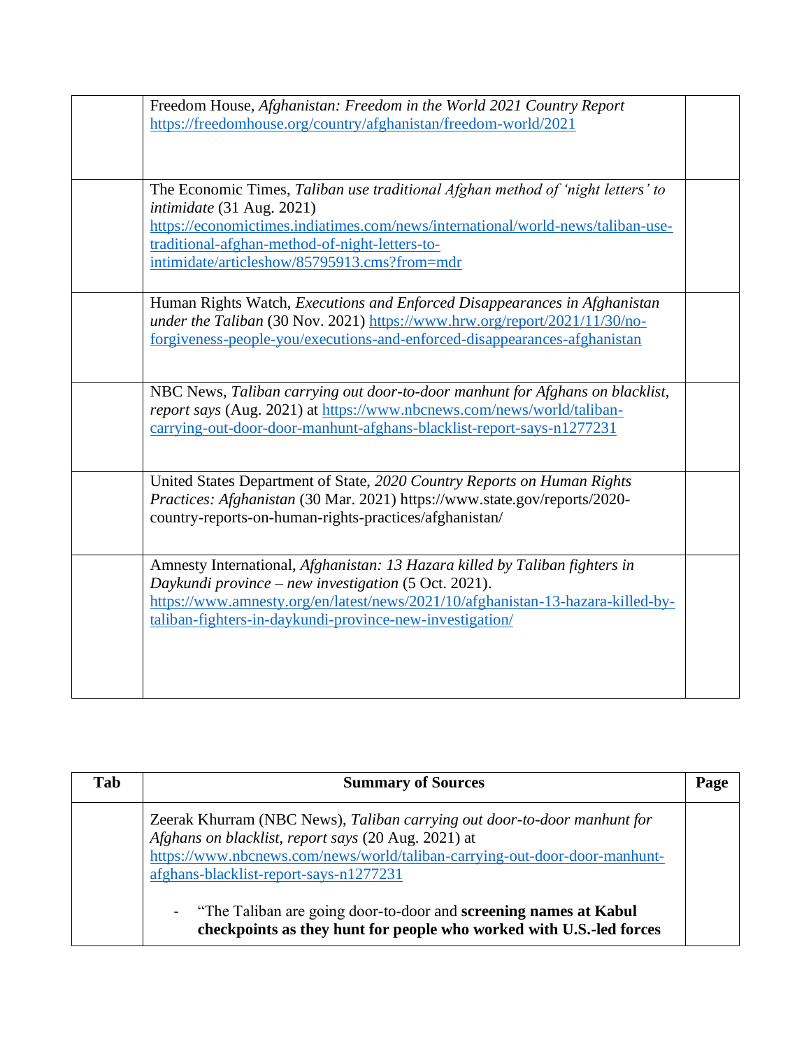| | | |
|---|---|---|
| | Freedom House, *Afghanistan: Freedom in the World 2021 Country Report* https://freedomhouse.org/country/afghanistan/freedom-world/2021 | |
| | The Economic Times, *Taliban use traditional Afghan method of 'night letters' to intimidate* (31 Aug. 2021) https://economictimes.indiatimes.com/news/international/world-news/taliban-use-traditional-afghan-method-of-night-letters-to-intimidate/articleshow/85795913.cms?from=mdr | |
| | Human Rights Watch, *Executions and Enforced Disappearances in Afghanistan under the Taliban* (30 Nov. 2021) https://www.hrw.org/report/2021/11/30/no-forgiveness-people-you/executions-and-enforced-disappearances-afghanistan | |
| | NBC News, *Taliban carrying out door-to-door manhunt for Afghans on blacklist, report says* (Aug. 2021) at https://www.nbcnews.com/news/world/taliban-carrying-out-door-door-manhunt-afghans-blacklist-report-says-n1277231 | |
| | United States Department of State, *2020 Country Reports on Human Rights Practices: Afghanistan* (30 Mar. 2021) https://www.state.gov/reports/2020-country-reports-on-human-rights-practices/afghanistan/ | |
| | Amnesty International, *Afghanistan: 13 Hazara killed by Taliban fighters in Daykundi province – new investigation* (5 Oct. 2021). https://www.amnesty.org/en/latest/news/2021/10/afghanistan-13-hazara-killed-by-taliban-fighters-in-daykundi-province-new-investigation/ | |

| Tab | Summary of Sources | Page |
|---|---|---|
| | Zeerak Khurram (NBC News), *Taliban carrying out door-to-door manhunt for Afghans on blacklist, report says* (20 Aug. 2021) at https://www.nbcnews.com/news/world/taliban-carrying-out-door-door-manhunt-afghans-blacklist-report-says-n1277231<br><br>- "The Taliban are going door-to-door and **screening names at Kabul checkpoints as they hunt for people who worked with U.S.-led forces** | |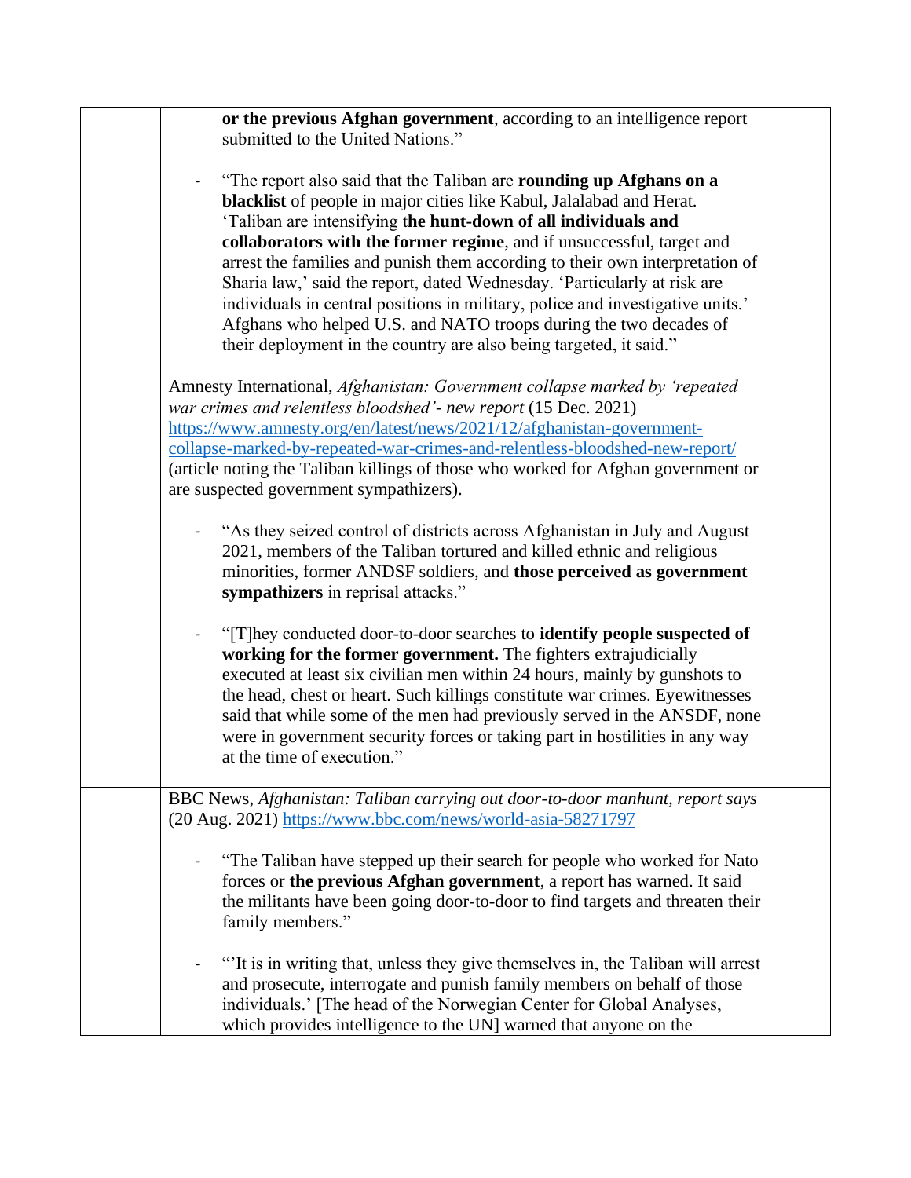| | | |
|---|---|---|
| | **or the previous Afghan government**, according to an intelligence report submitted to the United Nations."<br><br>- "The report also said that the Taliban are **rounding up Afghans on a blacklist** of people in major cities like Kabul, Jalalabad and Herat. 'Taliban are intensifying t**he hunt-down of all individuals and collaborators with the former regime**, and if unsuccessful, target and arrest the families and punish them according to their own interpretation of Sharia law,' said the report, dated Wednesday. 'Particularly at risk are individuals in central positions in military, police and investigative units.' Afghans who helped U.S. and NATO troops during the two decades of their deployment in the country are also being targeted, it said." | |
| | Amnesty International, *Afghanistan: Government collapse marked by 'repeated war crimes and relentless bloodshed'- new report* (15 Dec. 2021) https://www.amnesty.org/en/latest/news/2021/12/afghanistan-government-collapse-marked-by-repeated-war-crimes-and-relentless-bloodshed-new-report/ (article noting the Taliban killings of those who worked for Afghan government or are suspected government sympathizers).<br><br>- "As they seized control of districts across Afghanistan in July and August 2021, members of the Taliban tortured and killed ethnic and religious minorities, former ANDSF soldiers, and **those perceived as government sympathizers** in reprisal attacks."<br><br>- "[T]hey conducted door-to-door searches to **identify people suspected of working for the former government.** The fighters extrajudicially executed at least six civilian men within 24 hours, mainly by gunshots to the head, chest or heart. Such killings constitute war crimes. Eyewitnesses said that while some of the men had previously served in the ANSDF, none were in government security forces or taking part in hostilities in any way at the time of execution." | |
| | BBC News, *Afghanistan: Taliban carrying out door-to-door manhunt, report says* (20 Aug. 2021) https://www.bbc.com/news/world-asia-58271797<br><br>- "The Taliban have stepped up their search for people who worked for Nato forces or **the previous Afghan government**, a report has warned. It said the militants have been going door-to-door to find targets and threaten their family members."<br><br>- "'It is in writing that, unless they give themselves in, the Taliban will arrest and prosecute, interrogate and punish family members on behalf of those individuals.' [The head of the Norwegian Center for Global Analyses, which provides intelligence to the UN] warned that anyone on the | |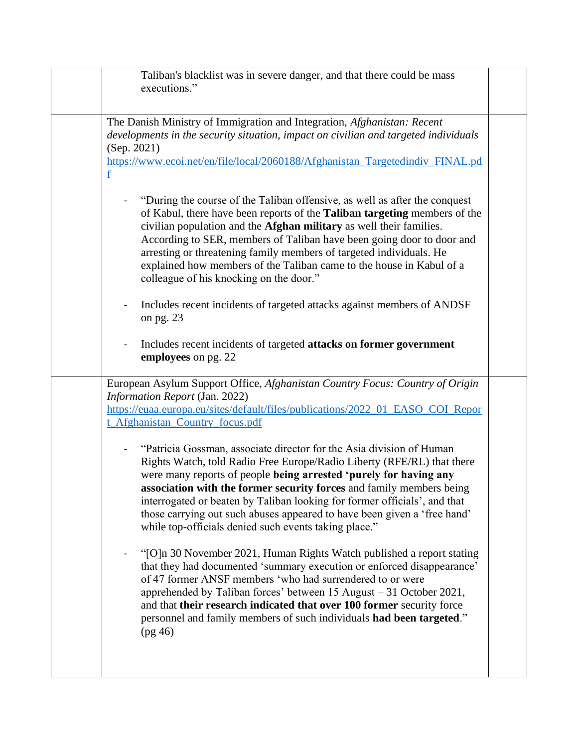| | | |
|---|---|---|
| | Taliban's blacklist was in severe danger, and that there could be mass executions." | |
| | The Danish Ministry of Immigration and Integration, *Afghanistan: Recent developments in the security situation, impact on civilian and targeted individuals* (Sep. 2021) [https://www.ecoi.net/en/file/local/2060188/Afghanistan_Targetedindiv_FINAL.pdf](https://www.ecoi.net/en/file/local/2060188/Afghanistan_Targetedindiv_FINAL.pdf)<br><br>- "During the course of the Taliban offensive, as well as after the conquest of Kabul, there have been reports of the **Taliban targeting** members of the civilian population and the **Afghan military** as well their families. According to SER, members of Taliban have been going door to door and arresting or threatening family members of targeted individuals. He explained how members of the Taliban came to the house in Kabul of a colleague of his knocking on the door."<br><br>- Includes recent incidents of targeted attacks against members of ANDSF on pg. 23<br><br>- Includes recent incidents of targeted **attacks on former government employees** on pg. 22 | |
| | European Asylum Support Office, *Afghanistan Country Focus: Country of Origin Information Report* (Jan. 2022) [https://euaa.europa.eu/sites/default/files/publications/2022_01_EASO_COI_Report_Afghanistan_Country_focus.pdf](https://euaa.europa.eu/sites/default/files/publications/2022_01_EASO_COI_Report_Afghanistan_Country_focus.pdf)<br><br>- "Patricia Gossman, associate director for the Asia division of Human Rights Watch, told Radio Free Europe/Radio Liberty (RFE/RL) that there were many reports of people **being arrested 'purely for having any association with the former security forces** and family members being interrogated or beaten by Taliban looking for former officials', and that those carrying out such abuses appeared to have been given a 'free hand' while top-officials denied such events taking place."<br><br>- "[O]n 30 November 2021, Human Rights Watch published a report stating that they had documented 'summary execution or enforced disappearance' of 47 former ANSF members 'who had surrendered to or were apprehended by Taliban forces' between 15 August – 31 October 2021, and that **their research indicated that over 100 former** security force personnel and family members of such individuals **had been targeted**." (pg 46) | |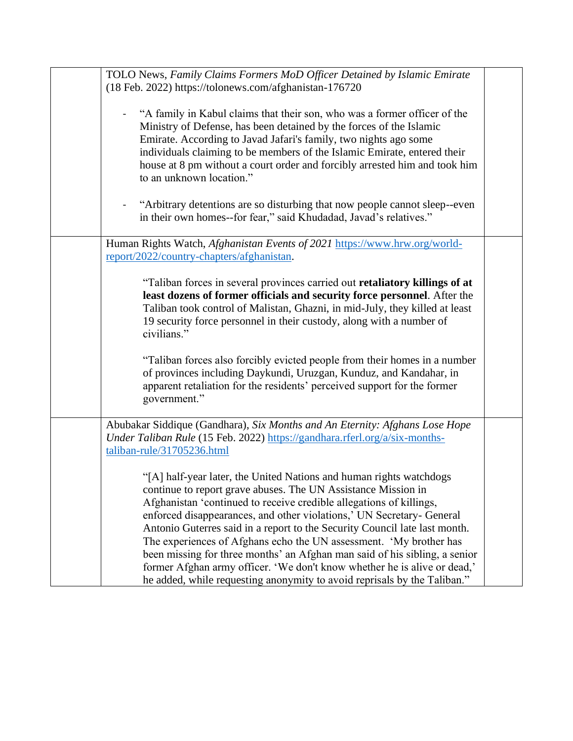| | | |
|---|---|---|
| | TOLO News, *Family Claims Formers MoD Officer Detained by Islamic Emirate* (18 Feb. 2022) https://tolonews.com/afghanistan-176720<br><br>- "A family in Kabul claims that their son, who was a former officer of the Ministry of Defense, has been detained by the forces of the Islamic Emirate. According to Javad Jafari's family, two nights ago some individuals claiming to be members of the Islamic Emirate, entered their house at 8 pm without a court order and forcibly arrested him and took him to an unknown location."<br><br>- "Arbitrary detentions are so disturbing that now people cannot sleep--even in their own homes--for fear," said Khudadad, Javad's relatives." | |
| | Human Rights Watch, *Afghanistan Events of 2021* https://www.hrw.org/world-report/2022/country-chapters/afghanistan.<br><br>"Taliban forces in several provinces carried out **retaliatory killings of at least dozens of former officials and security force personnel**. After the Taliban took control of Malistan, Ghazni, in mid-July, they killed at least 19 security force personnel in their custody, along with a number of civilians."<br><br>"Taliban forces also forcibly evicted people from their homes in a number of provinces including Daykundi, Uruzgan, Kunduz, and Kandahar, in apparent retaliation for the residents' perceived support for the former government." | |
| | Abubakar Siddique (Gandhara), *Six Months and An Eternity: Afghans Lose Hope Under Taliban Rule* (15 Feb. 2022) https://gandhara.rferl.org/a/six-months-taliban-rule/31705236.html<br><br>"[A] half-year later, the United Nations and human rights watchdogs continue to report grave abuses. The UN Assistance Mission in Afghanistan 'continued to receive credible allegations of killings, enforced disappearances, and other violations,' UN Secretary- General Antonio Guterres said in a report to the Security Council late last month. The experiences of Afghans echo the UN assessment. 'My brother has been missing for three months' an Afghan man said of his sibling, a senior former Afghan army officer. 'We don't know whether he is alive or dead,' he added, while requesting anonymity to avoid reprisals by the Taliban." | |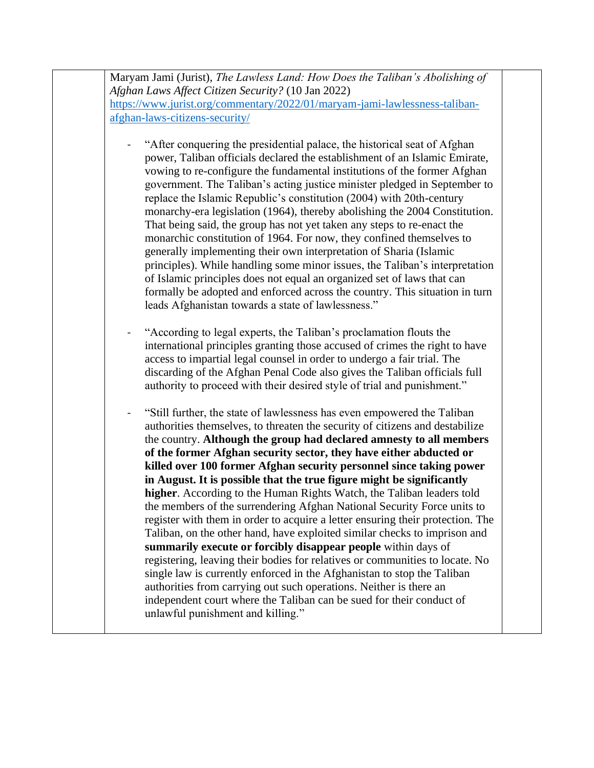Maryam Jami (Jurist), *The Lawless Land: How Does the Taliban's Abolishing of Afghan Laws Affect Citizen Security?* (10 Jan 2022) [https://www.jurist.org/commentary/2022/01/maryam-jami-lawlessness-taliban-afghan-laws-citizens-security/](https://www.jurist.org/commentary/2022/01/maryam-jami-lawlessness-taliban-afghan-laws-citizens-security/)

- "After conquering the presidential palace, the historical seat of Afghan power, Taliban officials declared the establishment of an Islamic Emirate, vowing to re-configure the fundamental institutions of the former Afghan government. The Taliban's acting justice minister pledged in September to replace the Islamic Republic's constitution (2004) with 20th-century monarchy-era legislation (1964), thereby abolishing the 2004 Constitution. That being said, the group has not yet taken any steps to re-enact the monarchic constitution of 1964. For now, they confined themselves to generally implementing their own interpretation of Sharia (Islamic principles). While handling some minor issues, the Taliban's interpretation of Islamic principles does not equal an organized set of laws that can formally be adopted and enforced across the country. This situation in turn leads Afghanistan towards a state of lawlessness."

- "According to legal experts, the Taliban's proclamation flouts the international principles granting those accused of crimes the right to have access to impartial legal counsel in order to undergo a fair trial. The discarding of the Afghan Penal Code also gives the Taliban officials full authority to proceed with their desired style of trial and punishment."

- "Still further, the state of lawlessness has even empowered the Taliban authorities themselves, to threaten the security of citizens and destabilize the country. **Although the group had declared amnesty to all members of the former Afghan security sector, they have either abducted or killed over 100 former Afghan security personnel since taking power in August. It is possible that the true figure might be significantly higher**. According to the Human Rights Watch, the Taliban leaders told the members of the surrendering Afghan National Security Force units to register with them in order to acquire a letter ensuring their protection. The Taliban, on the other hand, have exploited similar checks to imprison and **summarily execute or forcibly disappear people** within days of registering, leaving their bodies for relatives or communities to locate. No single law is currently enforced in the Afghanistan to stop the Taliban authorities from carrying out such operations. Neither is there an independent court where the Taliban can be sued for their conduct of unlawful punishment and killing."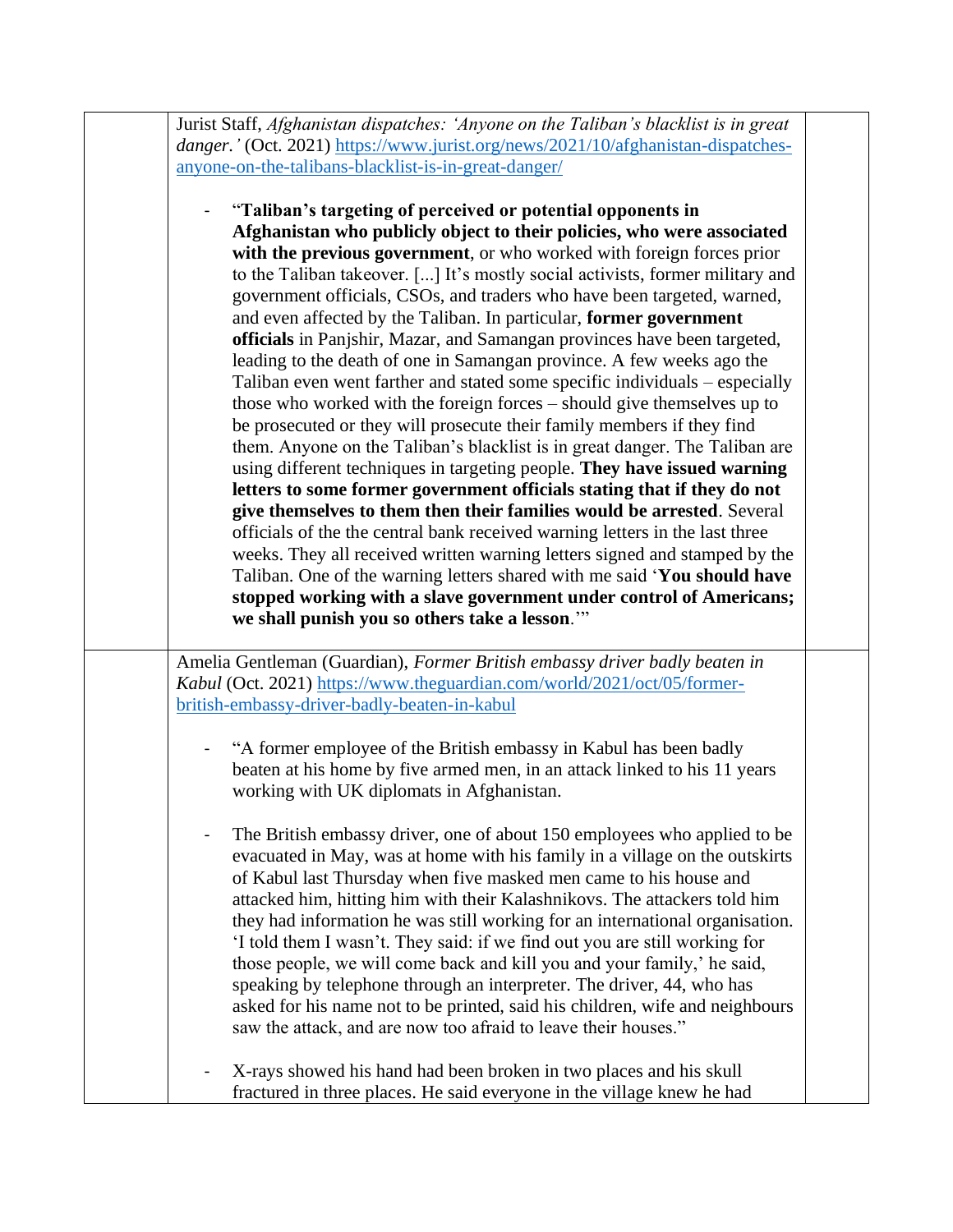| | | |
|---|---|---|
| | Jurist Staff, *Afghanistan dispatches: 'Anyone on the Taliban's blacklist is in great danger.'* (Oct. 2021) https://www.jurist.org/news/2021/10/afghanistan-dispatches-anyone-on-the-talibans-blacklist-is-in-great-danger/<br><br>- "**Taliban's targeting of perceived or potential opponents in Afghanistan who publicly object to their policies, who were associated with the previous government**, or who worked with foreign forces prior to the Taliban takeover. [...] It's mostly social activists, former military and government officials, CSOs, and traders who have been targeted, warned, and even affected by the Taliban. In particular, **former government officials** in Panjshir, Mazar, and Samangan provinces have been targeted, leading to the death of one in Samangan province. A few weeks ago the Taliban even went farther and stated some specific individuals – especially those who worked with the foreign forces – should give themselves up to be prosecuted or they will prosecute their family members if they find them. Anyone on the Taliban's blacklist is in great danger. The Taliban are using different techniques in targeting people. **They have issued warning letters to some former government officials stating that if they do not give themselves to them then their families would be arrested**. Several officials of the the central bank received warning letters in the last three weeks. They all received written warning letters signed and stamped by the Taliban. One of the warning letters shared with me said '**You should have stopped working with a slave government under control of Americans; we shall punish you so others take a lesson**.'" | |
| | Amelia Gentleman (Guardian), *Former British embassy driver badly beaten in Kabul* (Oct. 2021) https://www.theguardian.com/world/2021/oct/05/former-british-embassy-driver-badly-beaten-in-kabul<br><br>- "A former employee of the British embassy in Kabul has been badly beaten at his home by five armed men, in an attack linked to his 11 years working with UK diplomats in Afghanistan.<br><br>- The British embassy driver, one of about 150 employees who applied to be evacuated in May, was at home with his family in a village on the outskirts of Kabul last Thursday when five masked men came to his house and attacked him, hitting him with their Kalashnikovs. The attackers told him they had information he was still working for an international organisation. 'I told them I wasn't. They said: if we find out you are still working for those people, we will come back and kill you and your family,' he said, speaking by telephone through an interpreter. The driver, 44, who has asked for his name not to be printed, said his children, wife and neighbours saw the attack, and are now too afraid to leave their houses."<br><br>- X-rays showed his hand had been broken in two places and his skull fractured in three places. He said everyone in the village knew he had | |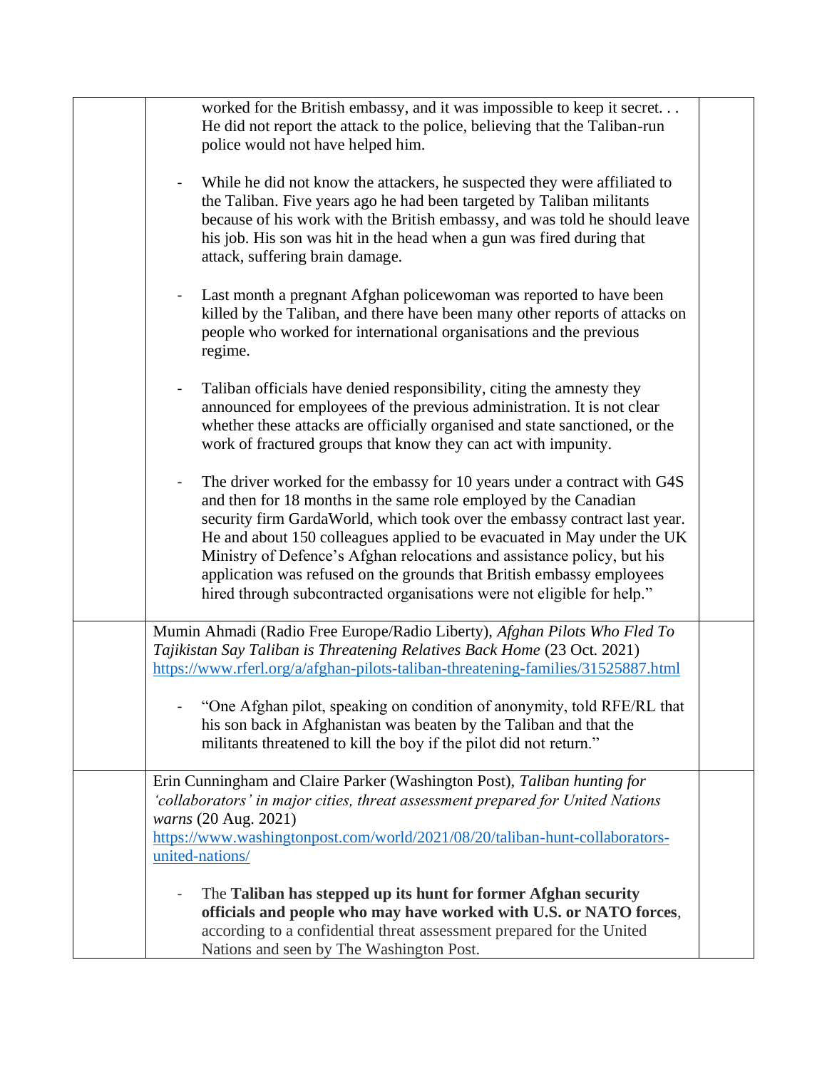| | | |
|---|---|---|
| | worked for the British embassy, and it was impossible to keep it secret. . . He did not report the attack to the police, believing that the Taliban-run police would not have helped him.<br><br>- While he did not know the attackers, he suspected they were affiliated to the Taliban. Five years ago he had been targeted by Taliban militants because of his work with the British embassy, and was told he should leave his job. His son was hit in the head when a gun was fired during that attack, suffering brain damage.<br><br>- Last month a pregnant Afghan policewoman was reported to have been killed by the Taliban, and there have been many other reports of attacks on people who worked for international organisations and the previous regime.<br><br>- Taliban officials have denied responsibility, citing the amnesty they announced for employees of the previous administration. It is not clear whether these attacks are officially organised and state sanctioned, or the work of fractured groups that know they can act with impunity.<br><br>- The driver worked for the embassy for 10 years under a contract with G4S and then for 18 months in the same role employed by the Canadian security firm GardaWorld, which took over the embassy contract last year. He and about 150 colleagues applied to be evacuated in May under the UK Ministry of Defence's Afghan relocations and assistance policy, but his application was refused on the grounds that British embassy employees hired through subcontracted organisations were not eligible for help." | |
| | Mumin Ahmadi (Radio Free Europe/Radio Liberty), *Afghan Pilots Who Fled To Tajikistan Say Taliban is Threatening Relatives Back Home* (23 Oct. 2021) [https://www.rferl.org/a/afghan-pilots-taliban-threatening-families/31525887.html](https://www.rferl.org/a/afghan-pilots-taliban-threatening-families/31525887.html)<br><br>- "One Afghan pilot, speaking on condition of anonymity, told RFE/RL that his son back in Afghanistan was beaten by the Taliban and that the militants threatened to kill the boy if the pilot did not return." | |
| | Erin Cunningham and Claire Parker (Washington Post), *Taliban hunting for 'collaborators' in major cities, threat assessment prepared for United Nations warns* (20 Aug. 2021) [https://www.washingtonpost.com/world/2021/08/20/taliban-hunt-collaborators-united-nations/](https://www.washingtonpost.com/world/2021/08/20/taliban-hunt-collaborators-united-nations/)<br><br>- The **Taliban has stepped up its hunt for former Afghan security officials and people who may have worked with U.S. or NATO forces**, according to a confidential threat assessment prepared for the United Nations and seen by The Washington Post. | |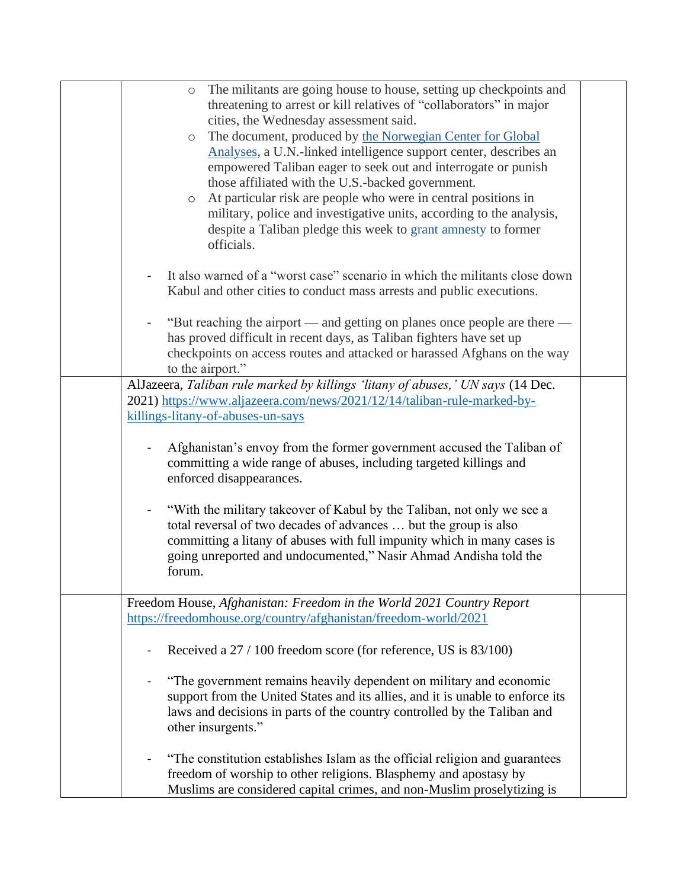| | | |
|---|---|---|
| | ◦ The militants are going house to house, setting up checkpoints and threatening to arrest or kill relatives of "collaborators" in major cities, the Wednesday assessment said.<br>◦ The document, produced by the Norwegian Center for Global Analyses, a U.N.-linked intelligence support center, describes an empowered Taliban eager to seek out and interrogate or punish those affiliated with the U.S.-backed government.<br>◦ At particular risk are people who were in central positions in military, police and investigative units, according to the analysis, despite a Taliban pledge this week to grant amnesty to former officials.<br><br>- It also warned of a "worst case" scenario in which the militants close down Kabul and other cities to conduct mass arrests and public executions.<br><br>- "But reaching the airport — and getting on planes once people are there — has proved difficult in recent days, as Taliban fighters have set up checkpoints on access routes and attacked or harassed Afghans on the way to the airport." | |
| | AlJazeera, *Taliban rule marked by killings 'litany of abuses,' UN says* (14 Dec. 2021) https://www.aljazeera.com/news/2021/12/14/taliban-rule-marked-by-killings-litany-of-abuses-un-says<br><br>- Afghanistan's envoy from the former government accused the Taliban of committing a wide range of abuses, including targeted killings and enforced disappearances.<br><br>- "With the military takeover of Kabul by the Taliban, not only we see a total reversal of two decades of advances … but the group is also committing a litany of abuses with full impunity which in many cases is going unreported and undocumented," Nasir Ahmad Andisha told the forum. | |
| | Freedom House, *Afghanistan: Freedom in the World 2021 Country Report* https://freedomhouse.org/country/afghanistan/freedom-world/2021<br><br>- Received a 27 / 100 freedom score (for reference, US is 83/100)<br><br>- "The government remains heavily dependent on military and economic support from the United States and its allies, and it is unable to enforce its laws and decisions in parts of the country controlled by the Taliban and other insurgents."<br><br>- "The constitution establishes Islam as the official religion and guarantees freedom of worship to other religions. Blasphemy and apostasy by Muslims are considered capital crimes, and non-Muslim proselytizing is | |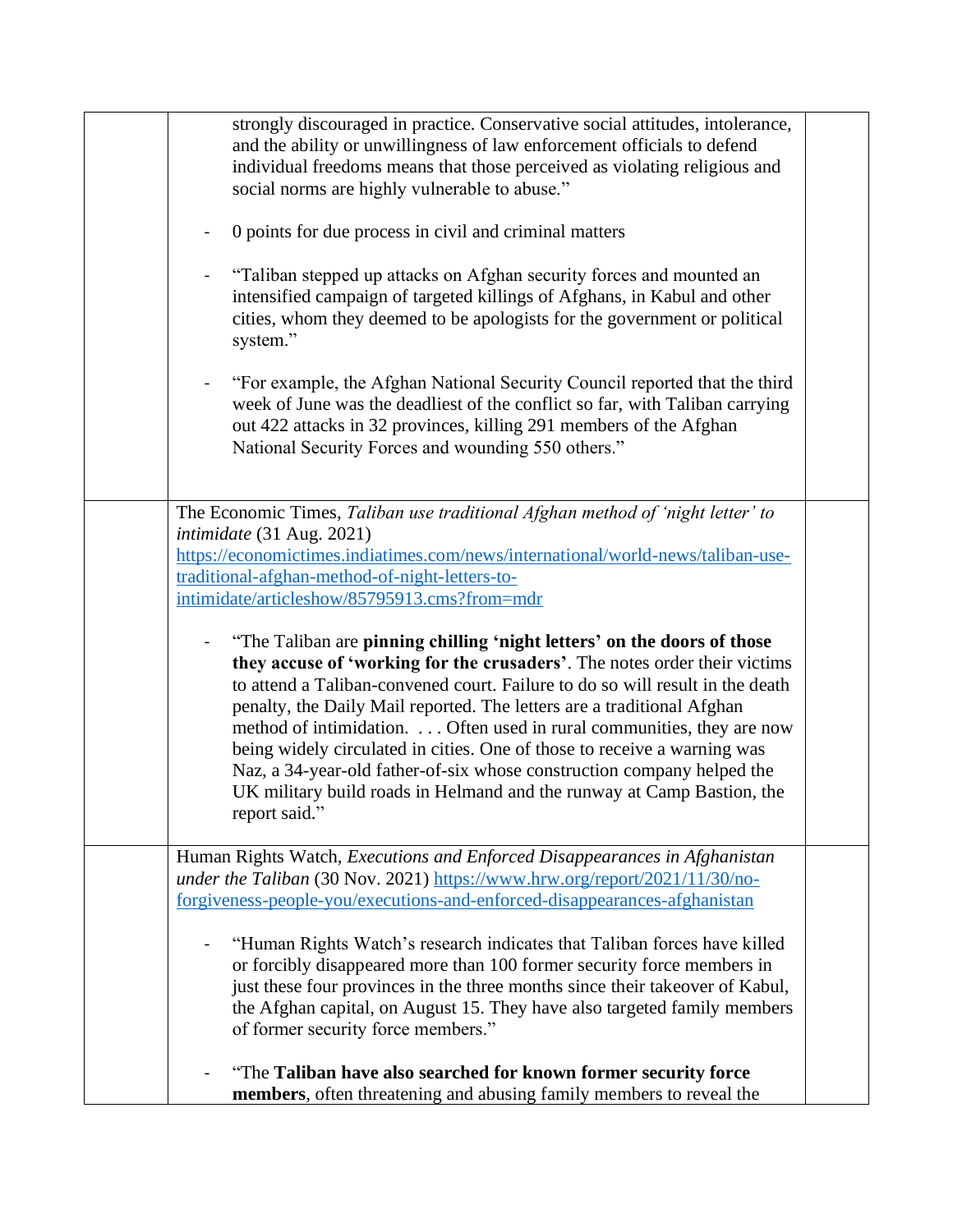| | | |
|---|---|---|
| | strongly discouraged in practice. Conservative social attitudes, intolerance, and the ability or unwillingness of law enforcement officials to defend individual freedoms means that those perceived as violating religious and social norms are highly vulnerable to abuse."<br><br>- 0 points for due process in civil and criminal matters<br><br>- "Taliban stepped up attacks on Afghan security forces and mounted an intensified campaign of targeted killings of Afghans, in Kabul and other cities, whom they deemed to be apologists for the government or political system."<br><br>- "For example, the Afghan National Security Council reported that the third week of June was the deadliest of the conflict so far, with Taliban carrying out 422 attacks in 32 provinces, killing 291 members of the Afghan National Security Forces and wounding 550 others." | |
| | The Economic Times, *Taliban use traditional Afghan method of 'night letter' to intimidate* (31 Aug. 2021) https://economictimes.indiatimes.com/news/international/world-news/taliban-use-traditional-afghan-method-of-night-letters-to-intimidate/articleshow/85795913.cms?from=mdr<br><br>- "The Taliban are **pinning chilling 'night letters' on the doors of those they accuse of 'working for the crusaders'**. The notes order their victims to attend a Taliban-convened court. Failure to do so will result in the death penalty, the Daily Mail reported. The letters are a traditional Afghan method of intimidation. . . . Often used in rural communities, they are now being widely circulated in cities. One of those to receive a warning was Naz, a 34-year-old father-of-six whose construction company helped the UK military build roads in Helmand and the runway at Camp Bastion, the report said." | |
| | Human Rights Watch, *Executions and Enforced Disappearances in Afghanistan under the Taliban* (30 Nov. 2021) https://www.hrw.org/report/2021/11/30/no-forgiveness-people-you/executions-and-enforced-disappearances-afghanistan<br><br>- "Human Rights Watch's research indicates that Taliban forces have killed or forcibly disappeared more than 100 former security force members in just these four provinces in the three months since their takeover of Kabul, the Afghan capital, on August 15. They have also targeted family members of former security force members."<br><br>- "The **Taliban have also searched for known former security force members**, often threatening and abusing family members to reveal the | |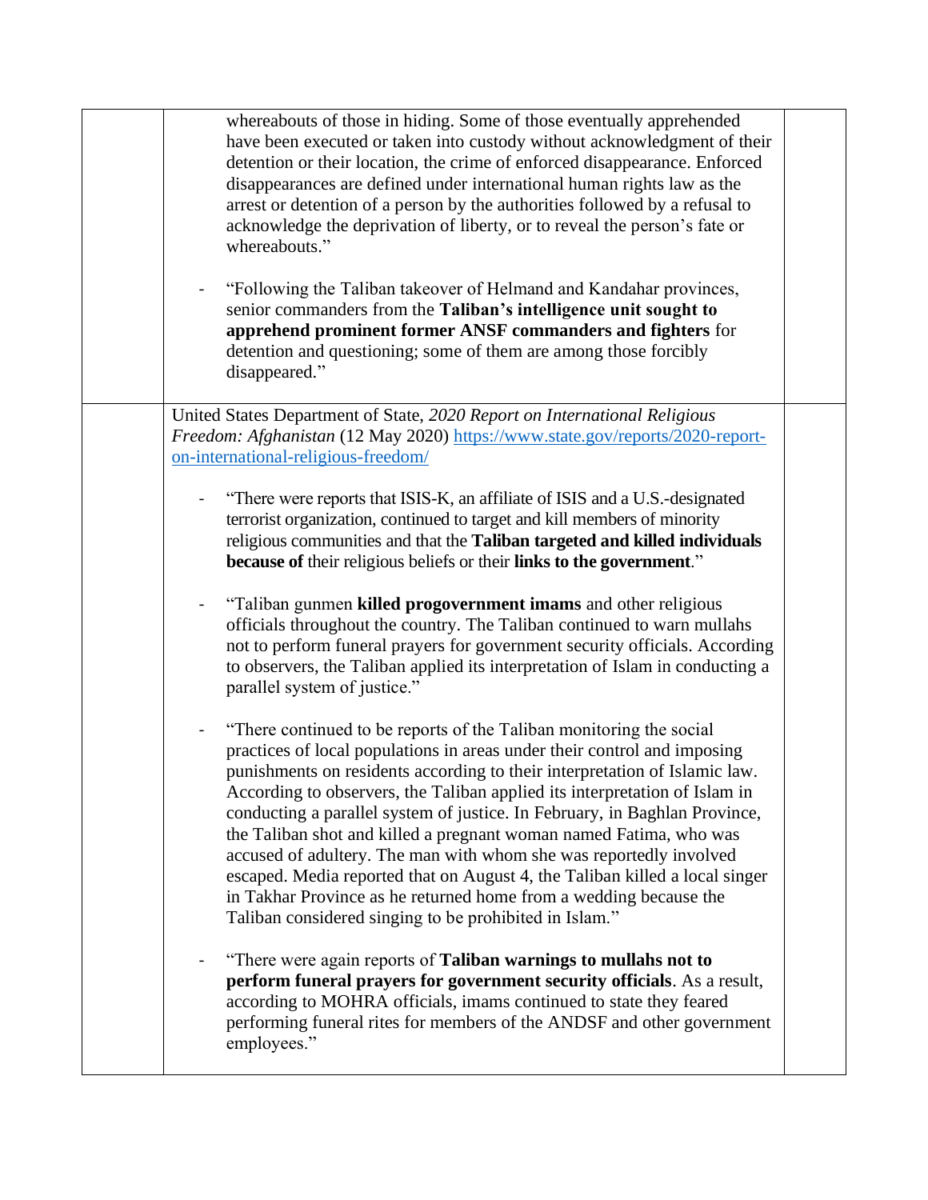| | | |
|---|---|---|
| | whereabouts of those in hiding. Some of those eventually apprehended have been executed or taken into custody without acknowledgment of their detention or their location, the crime of enforced disappearance. Enforced disappearances are defined under international human rights law as the arrest or detention of a person by the authorities followed by a refusal to acknowledge the deprivation of liberty, or to reveal the person's fate or whereabouts."<br><br>- "Following the Taliban takeover of Helmand and Kandahar provinces, senior commanders from the **Taliban's intelligence unit sought to apprehend prominent former ANSF commanders and fighters** for detention and questioning; some of them are among those forcibly disappeared." | |
| | United States Department of State, *2020 Report on International Religious Freedom: Afghanistan* (12 May 2020) https://www.state.gov/reports/2020-report-on-international-religious-freedom/<br><br>- "There were reports that ISIS-K, an affiliate of ISIS and a U.S.-designated terrorist organization, continued to target and kill members of minority religious communities and that the **Taliban targeted and killed individuals because of** their religious beliefs or their **links to the government**."<br><br>- "Taliban gunmen **killed progovernment imams** and other religious officials throughout the country. The Taliban continued to warn mullahs not to perform funeral prayers for government security officials. According to observers, the Taliban applied its interpretation of Islam in conducting a parallel system of justice."<br><br>- "There continued to be reports of the Taliban monitoring the social practices of local populations in areas under their control and imposing punishments on residents according to their interpretation of Islamic law. According to observers, the Taliban applied its interpretation of Islam in conducting a parallel system of justice. In February, in Baghlan Province, the Taliban shot and killed a pregnant woman named Fatima, who was accused of adultery. The man with whom she was reportedly involved escaped. Media reported that on August 4, the Taliban killed a local singer in Takhar Province as he returned home from a wedding because the Taliban considered singing to be prohibited in Islam."<br><br>- "There were again reports of **Taliban warnings to mullahs not to perform funeral prayers for government security officials**. As a result, according to MOHRA officials, imams continued to state they feared performing funeral rites for members of the ANDSF and other government employees." | |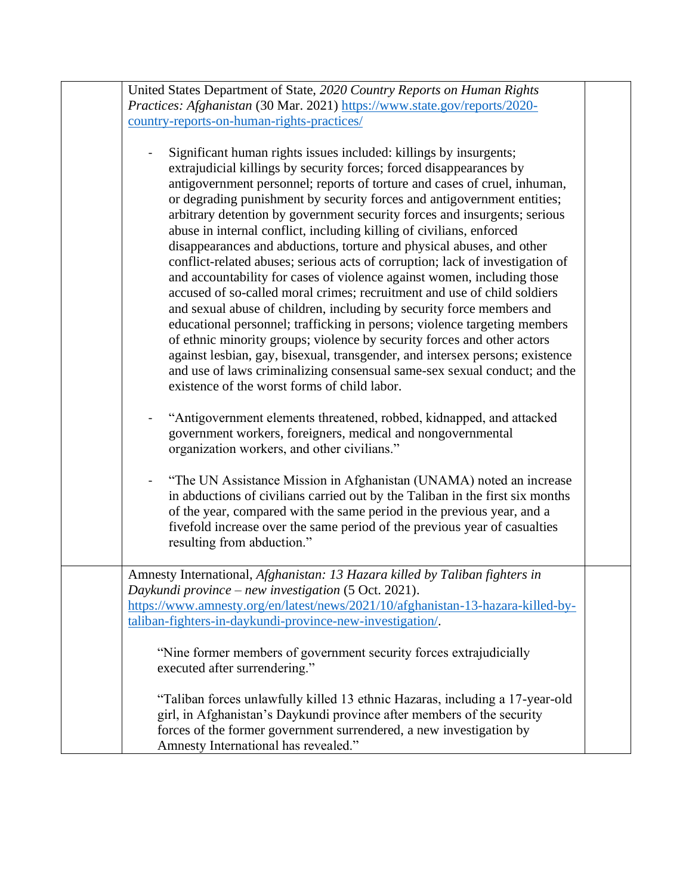| | | |
|---|---|---|
| | United States Department of State, *2020 Country Reports on Human Rights Practices: Afghanistan* (30 Mar. 2021) https://www.state.gov/reports/2020-country-reports-on-human-rights-practices/ <br><br> - Significant human rights issues included: killings by insurgents; extrajudicial killings by security forces; forced disappearances by antigovernment personnel; reports of torture and cases of cruel, inhuman, or degrading punishment by security forces and antigovernment entities; arbitrary detention by government security forces and insurgents; serious abuse in internal conflict, including killing of civilians, enforced disappearances and abductions, torture and physical abuses, and other conflict-related abuses; serious acts of corruption; lack of investigation of and accountability for cases of violence against women, including those accused of so-called moral crimes; recruitment and use of child soldiers and sexual abuse of children, including by security force members and educational personnel; trafficking in persons; violence targeting members of ethnic minority groups; violence by security forces and other actors against lesbian, gay, bisexual, transgender, and intersex persons; existence and use of laws criminalizing consensual same-sex sexual conduct; and the existence of the worst forms of child labor. <br><br> - "Antigovernment elements threatened, robbed, kidnapped, and attacked government workers, foreigners, medical and nongovernmental organization workers, and other civilians." <br><br> - "The UN Assistance Mission in Afghanistan (UNAMA) noted an increase in abductions of civilians carried out by the Taliban in the first six months of the year, compared with the same period in the previous year, and a fivefold increase over the same period of the previous year of casualties resulting from abduction." | |
| | Amnesty International, *Afghanistan: 13 Hazara killed by Taliban fighters in Daykundi province – new investigation* (5 Oct. 2021). https://www.amnesty.org/en/latest/news/2021/10/afghanistan-13-hazara-killed-by-taliban-fighters-in-daykundi-province-new-investigation/. <br><br> "Nine former members of government security forces extrajudicially executed after surrendering." <br><br> "Taliban forces unlawfully killed 13 ethnic Hazaras, including a 17-year-old girl, in Afghanistan's Daykundi province after members of the security forces of the former government surrendered, a new investigation by Amnesty International has revealed." | |